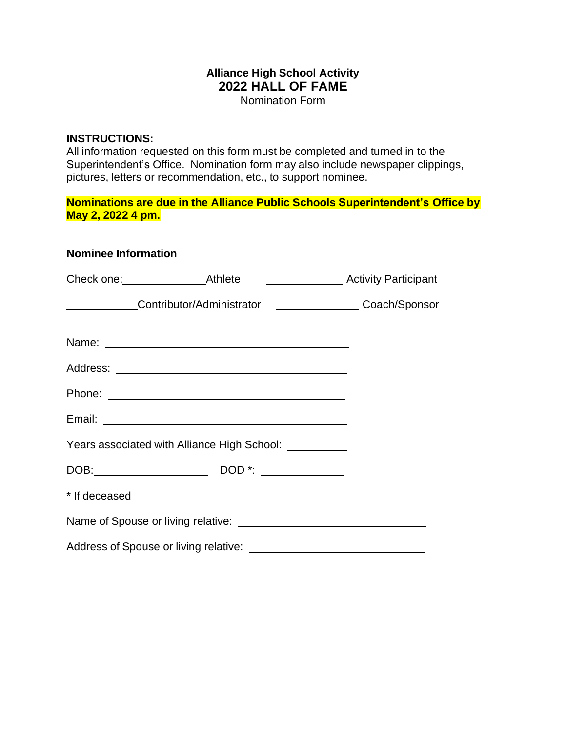**Alliance High School Activity**

# 2022 HALL OF FAME

Nomination Form

**INSTRUCTIONS:**

All information requested on this form must be completed and turned in to the Superintendent's Office. Nomination form may also include newspaper clippings, pictures, letters or recommendation, etc., to support nominee.

**Nominations are due in the Alliance Public Schools Superintendent's Office by May 2, 2022 4 pm.**

**Nominee Information**

Check one: ____________ Athlete ____________ Activity Participant

____________ Contributor/Administrator ____________ Coach/Sponsor

Name: ________________________________________

Address: ________________________________________

Phone: ________________________________________

Email: ________________________________________

Years associated with Alliance High School: __________

DOB: __________________ DOD *: ______________

* If deceased

Name of Spouse or living relative: ______________________________

Address of Spouse or living relative: ______________________________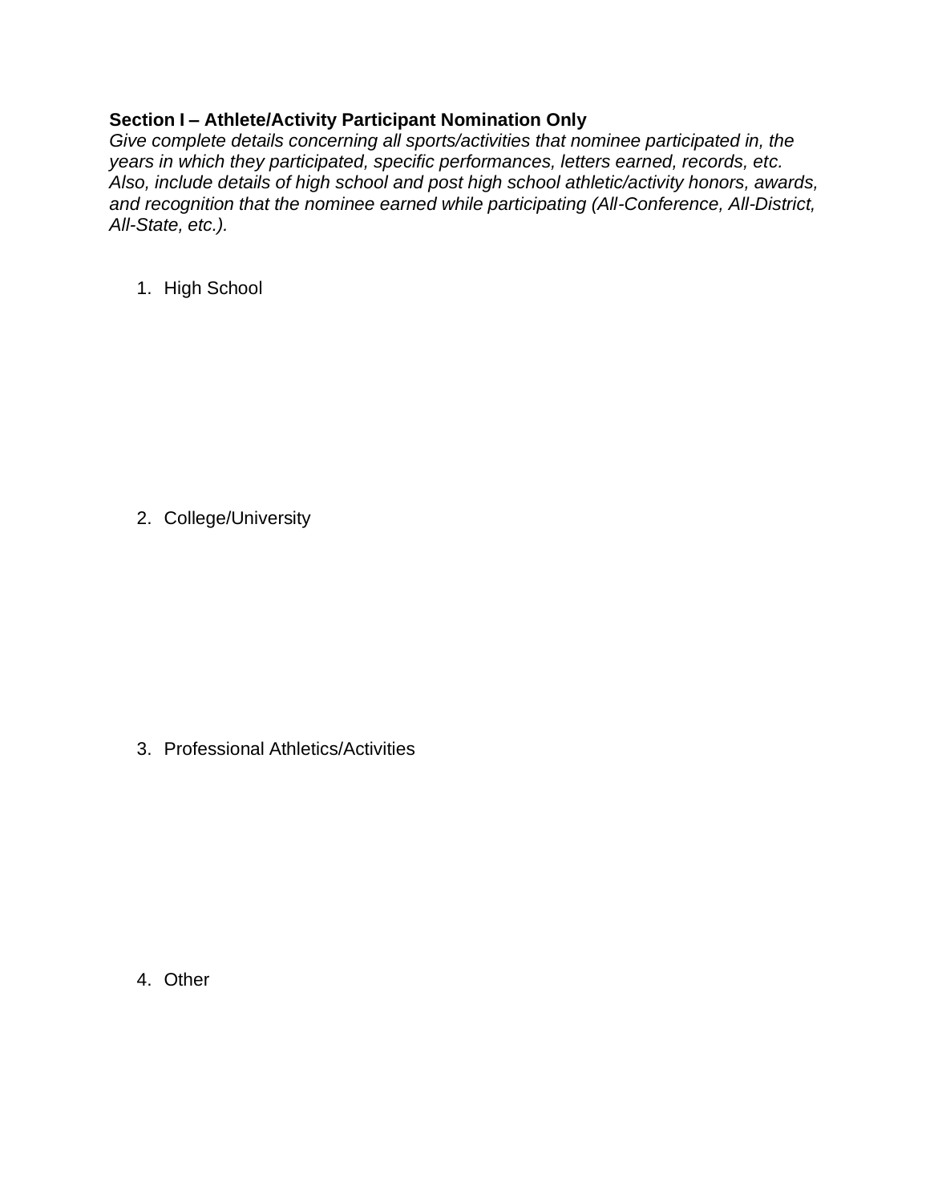**Section I – Athlete/Activity Participant Nomination Only**
*Give complete details concerning all sports/activities that nominee participated in, the years in which they participated, specific performances, letters earned, records, etc. Also, include details of high school and post high school athletic/activity honors, awards, and recognition that the nominee earned while participating (All-Conference, All-District, All-State, etc.).*

1. High School

2. College/University

3. Professional Athletics/Activities

4. Other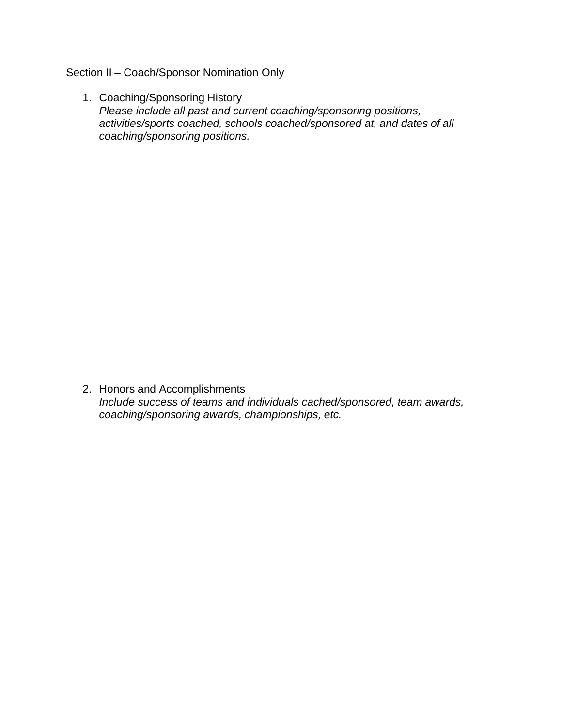Section II – Coach/Sponsor Nomination Only

1. Coaching/Sponsoring History
   *Please include all past and current coaching/sponsoring positions, activities/sports coached, schools coached/sponsored at, and dates of all coaching/sponsoring positions.*

2. Honors and Accomplishments
   *Include success of teams and individuals cached/sponsored, team awards, coaching/sponsoring awards, championships, etc.*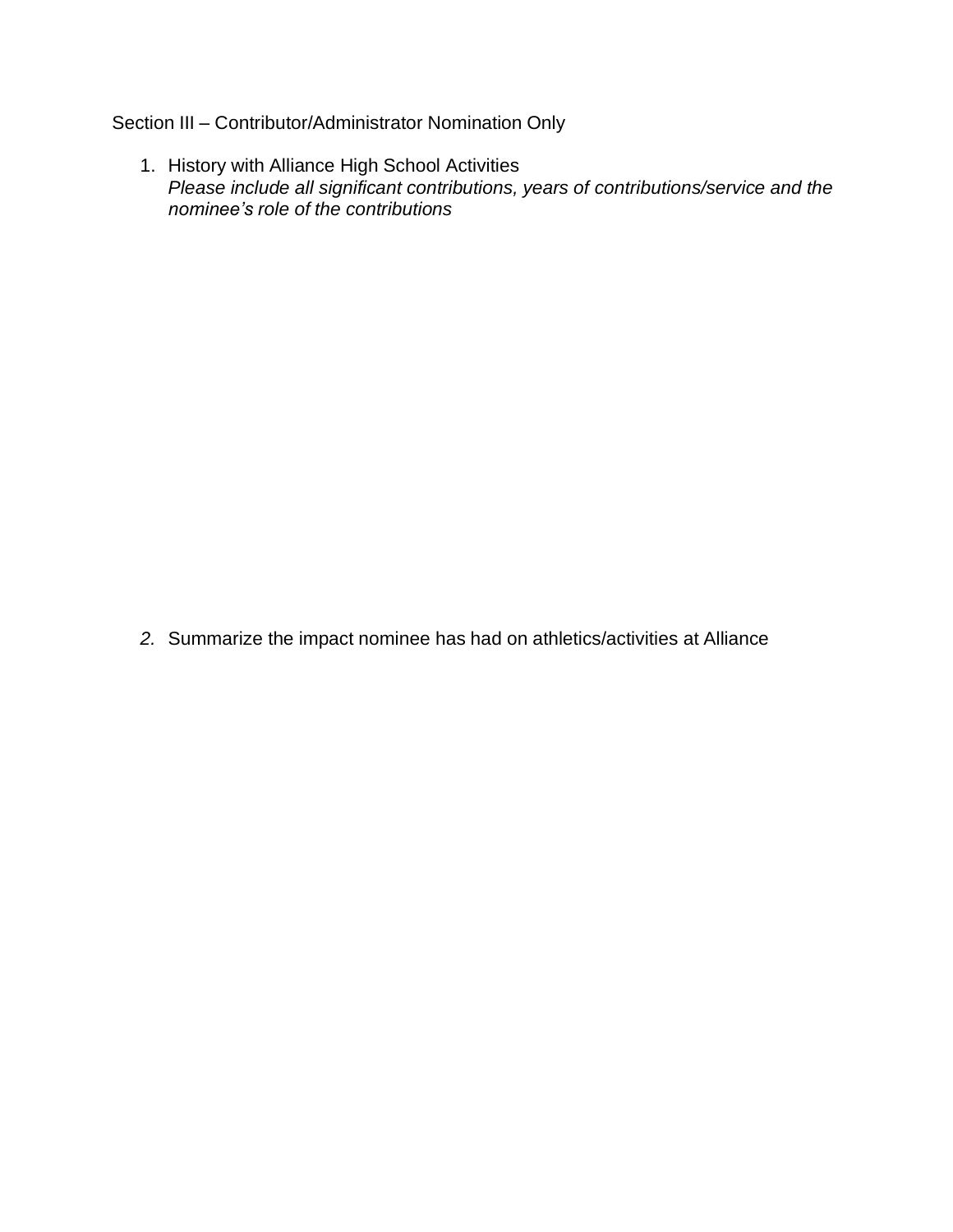Section III – Contributor/Administrator Nomination Only

1. History with Alliance High School Activities
   *Please include all significant contributions, years of contributions/service and the nominee's role of the contributions*

2. Summarize the impact nominee has had on athletics/activities at Alliance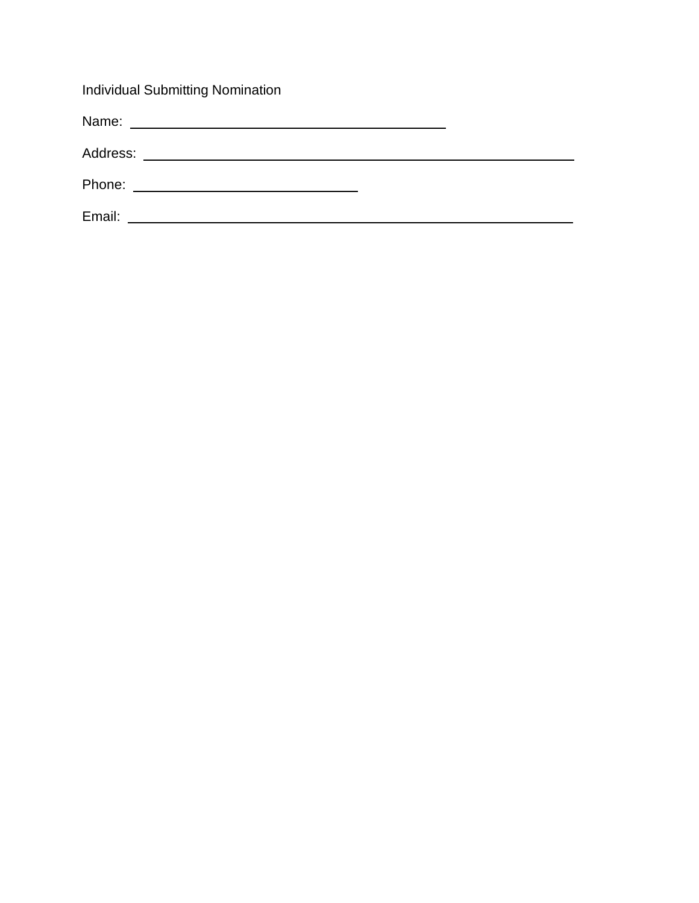Individual Submitting Nomination

Name: ___________________________________________

Address: ___________________________________________________________

Phone: _______________________________

Email: _____________________________________________________________